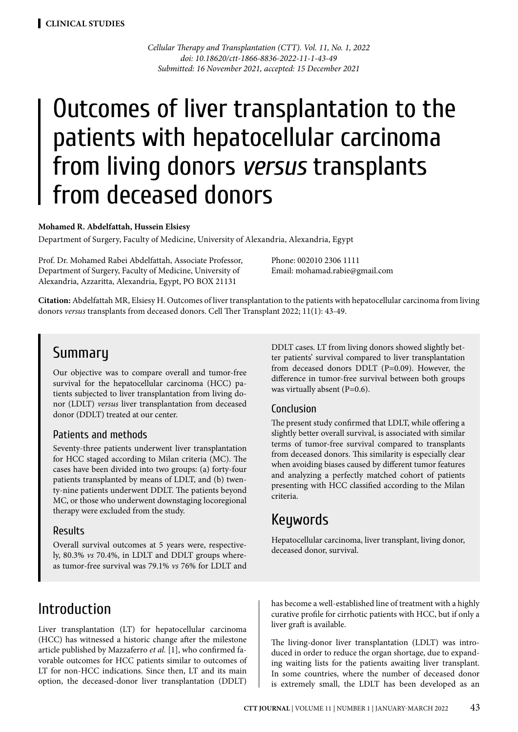**CLINICAL STUDIES**

*Cellular Therapy and Transplantation (CTT). Vol. 11, No. 1, 2022*
*doi: 10.18620/ctt-1866-8836-2022-11-1-43-49*
*Submitted: 16 November 2021, accepted: 15 December 2021*

# Outcomes of liver transplantation to the patients with hepatocellular carcinoma from living donors *versus* transplants from deceased donors

**Mohamed R. Abdelfattah, Hussein Elsiesy**

Department of Surgery, Faculty of Medicine, University of Alexandria, Alexandria, Egypt

Prof. Dr. Mohamed Rabei Abdelfattah, Associate Professor, Department of Surgery, Faculty of Medicine, University of Alexandria, Azzaritta, Alexandria, Egypt, PO BOX 21131

Phone: 002010 2306 1111
Email: mohamad.rabie@gmail.com

**Citation:** Abdelfattah MR, Elsiesy H. Outcomes of liver transplantation to the patients with hepatocellular carcinoma from living donors *versus* transplants from deceased donors. Cell Ther Transplant 2022; 11(1): 43-49.

## Summary

Our objective was to compare overall and tumor-free survival for the hepatocellular carcinoma (HCC) patients subjected to liver transplantation from living donor (LDLT) *versus* liver transplantation from deceased donor (DDLT) treated at our center.

### Patients and methods

Seventy-three patients underwent liver transplantation for HCC staged according to Milan criteria (MC). The cases have been divided into two groups: (a) forty-four patients transplanted by means of LDLT, and (b) twenty-nine patients underwent DDLT. The patients beyond MC, or those who underwent downstaging locoregional therapy were excluded from the study.

### Results

Overall survival outcomes at 5 years were, respectively, 80.3% *vs* 70.4%, in LDLT and DDLT groups whereas tumor-free survival was 79.1% *vs* 76% for LDLT and DDLT cases. LT from living donors showed slightly better patients' survival compared to liver transplantation from deceased donors DDLT (P=0.09). However, the difference in tumor-free survival between both groups was virtually absent (P=0.6).

### Conclusion

The present study confirmed that LDLT, while offering a slightly better overall survival, is associated with similar terms of tumor-free survival compared to transplants from deceased donors. This similarity is especially clear when avoiding biases caused by different tumor features and analyzing a perfectly matched cohort of patients presenting with HCC classified according to the Milan criteria.

## Keywords

Hepatocellular carcinoma, liver transplant, living donor, deceased donor, survival.

## Introduction

Liver transplantation (LT) for hepatocellular carcinoma (HCC) has witnessed a historic change after the milestone article published by Mazzaferro *et al.* [1], who confirmed favorable outcomes for HCC patients similar to outcomes of LT for non-HCC indications. Since then, LT and its main option, the deceased-donor liver transplantation (DDLT) has become a well-established line of treatment with a highly curative profile for cirrhotic patients with HCC, but if only a liver graft is available.

The living-donor liver transplantation (LDLT) was introduced in order to reduce the organ shortage, due to expanding waiting lists for the patients awaiting liver transplant. In some countries, where the number of deceased donor is extremely small, the LDLT has been developed as an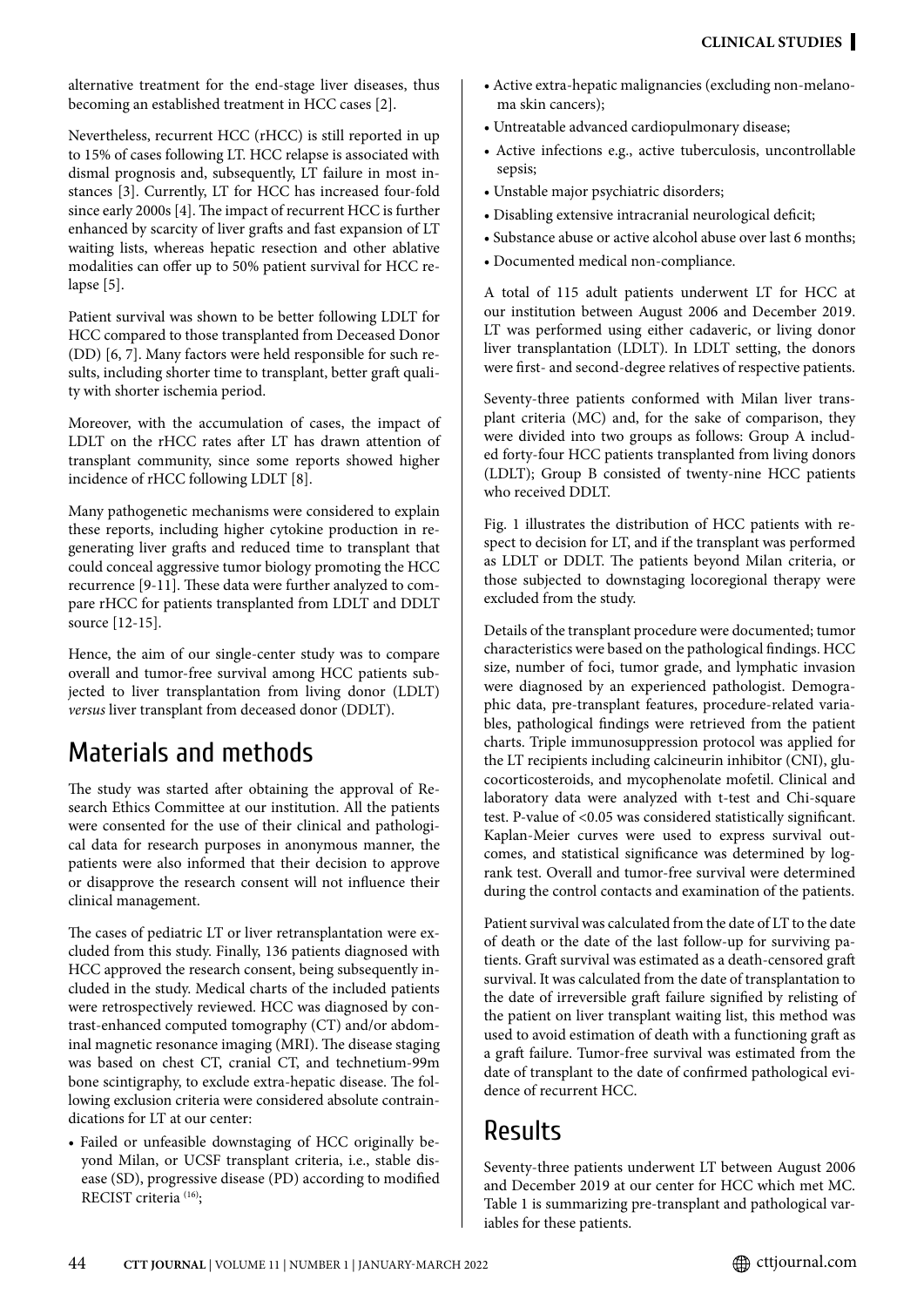alternative treatment for the end-stage liver diseases, thus becoming an established treatment in HCC cases [2].

Nevertheless, recurrent HCC (rHCC) is still reported in up to 15% of cases following LT. HCC relapse is associated with dismal prognosis and, subsequently, LT failure in most instances [3]. Currently, LT for HCC has increased four-fold since early 2000s [4]. The impact of recurrent HCC is further enhanced by scarcity of liver grafts and fast expansion of LT waiting lists, whereas hepatic resection and other ablative modalities can offer up to 50% patient survival for HCC relapse [5].

Patient survival was shown to be better following LDLT for HCC compared to those transplanted from Deceased Donor (DD) [6, 7]. Many factors were held responsible for such results, including shorter time to transplant, better graft quality with shorter ischemia period.

Moreover, with the accumulation of cases, the impact of LDLT on the rHCC rates after LT has drawn attention of transplant community, since some reports showed higher incidence of rHCC following LDLT [8].

Many pathogenetic mechanisms were considered to explain these reports, including higher cytokine production in regenerating liver grafts and reduced time to transplant that could conceal aggressive tumor biology promoting the HCC recurrence [9-11]. These data were further analyzed to compare rHCC for patients transplanted from LDLT and DDLT source [12-15].

Hence, the aim of our single-center study was to compare overall and tumor-free survival among HCC patients subjected to liver transplantation from living donor (LDLT) *versus* liver transplant from deceased donor (DDLT).

# Materials and methods

The study was started after obtaining the approval of Research Ethics Committee at our institution. All the patients were consented for the use of their clinical and pathological data for research purposes in anonymous manner, the patients were also informed that their decision to approve or disapprove the research consent will not influence their clinical management.

The cases of pediatric LT or liver retransplantation were excluded from this study. Finally, 136 patients diagnosed with HCC approved the research consent, being subsequently included in the study. Medical charts of the included patients were retrospectively reviewed. HCC was diagnosed by contrast-enhanced computed tomography (CT) and/or abdominal magnetic resonance imaging (MRI). The disease staging was based on chest CT, cranial CT, and technetium-99m bone scintigraphy, to exclude extra-hepatic disease. The following exclusion criteria were considered absolute contraindications for LT at our center:

- Failed or unfeasible downstaging of HCC originally beyond Milan, or UCSF transplant criteria, i.e., stable disease (SD), progressive disease (PD) according to modified RECIST criteria [16];
- Active extra-hepatic malignancies (excluding non-melanoma skin cancers);
- Untreatable advanced cardiopulmonary disease;
- Active infections e.g., active tuberculosis, uncontrollable sepsis;
- Unstable major psychiatric disorders;
- Disabling extensive intracranial neurological deficit;
- Substance abuse or active alcohol abuse over last 6 months;
- Documented medical non-compliance.

A total of 115 adult patients underwent LT for HCC at our institution between August 2006 and December 2019. LT was performed using either cadaveric, or living donor liver transplantation (LDLT). In LDLT setting, the donors were first- and second-degree relatives of respective patients.

Seventy-three patients conformed with Milan liver transplant criteria (MC) and, for the sake of comparison, they were divided into two groups as follows: Group A included forty-four HCC patients transplanted from living donors (LDLT); Group B consisted of twenty-nine HCC patients who received DDLT.

Fig. 1 illustrates the distribution of HCC patients with respect to decision for LT, and if the transplant was performed as LDLT or DDLT. The patients beyond Milan criteria, or those subjected to downstaging locoregional therapy were excluded from the study.

Details of the transplant procedure were documented; tumor characteristics were based on the pathological findings. HCC size, number of foci, tumor grade, and lymphatic invasion were diagnosed by an experienced pathologist. Demographic data, pre-transplant features, procedure-related variables, pathological findings were retrieved from the patient charts. Triple immunosuppression protocol was applied for the LT recipients including calcineurin inhibitor (CNI), glucocorticosteroids, and mycophenolate mofetil. Clinical and laboratory data were analyzed with t-test and Chi-square test. P-value of <0.05 was considered statistically significant. Kaplan-Meier curves were used to express survival outcomes, and statistical significance was determined by log-rank test. Overall and tumor-free survival were determined during the control contacts and examination of the patients.

Patient survival was calculated from the date of LT to the date of death or the date of the last follow-up for surviving patients. Graft survival was estimated as a death-censored graft survival. It was calculated from the date of transplantation to the date of irreversible graft failure signified by relisting of the patient on liver transplant waiting list, this method was used to avoid estimation of death with a functioning graft as a graft failure. Tumor-free survival was estimated from the date of transplant to the date of confirmed pathological evidence of recurrent HCC.

# Results

Seventy-three patients underwent LT between August 2006 and December 2019 at our center for HCC which met MC. Table 1 is summarizing pre-transplant and pathological variables for these patients.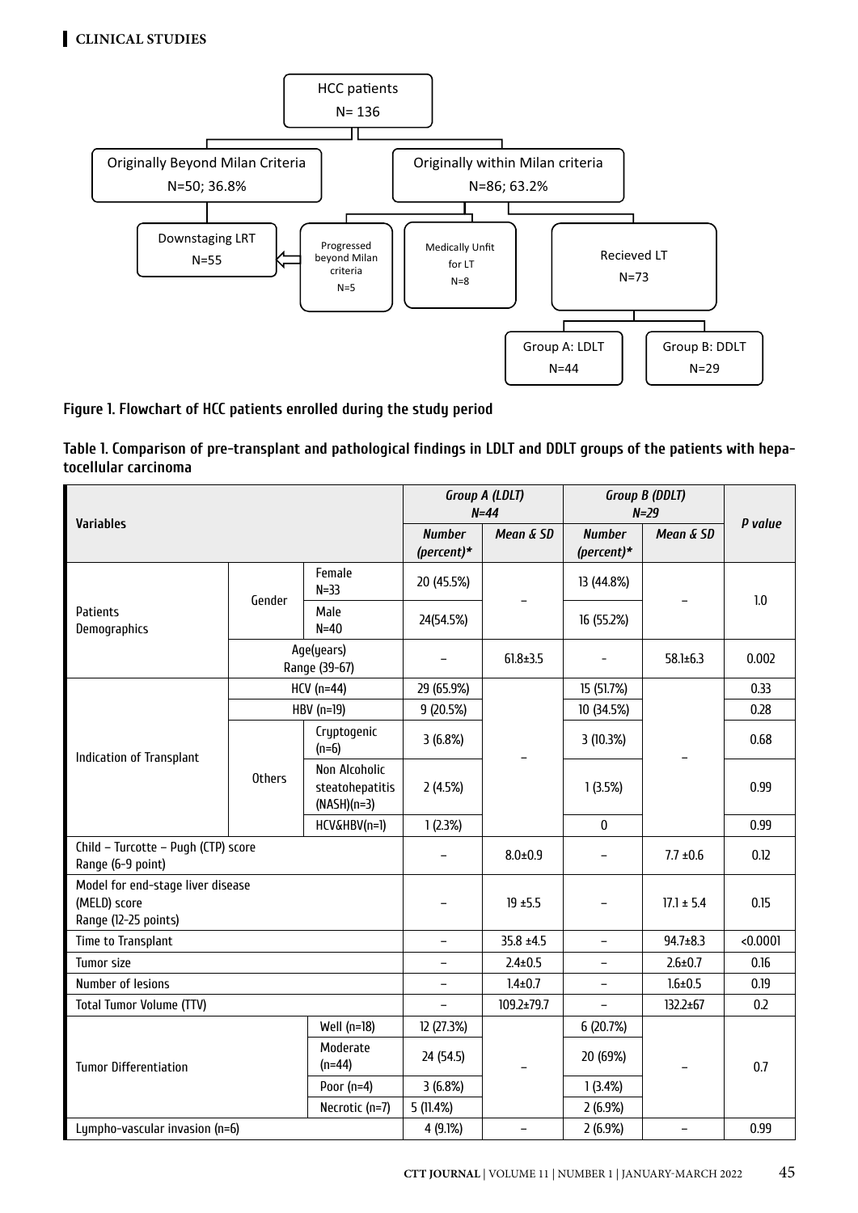HCC patients
N= 136

- Originally Beyond Milan Criteria N=50; 36.8%
  - Downstaging LRT N=55
- Originally within Milan criteria N=86; 63.2%
  - Progressed beyond Milan criteria N=5 (→ Downstaging LRT)
  - Medically Unfit for LT N=8
  - Recieved LT N=73
    - Group A: LDLT N=44
    - Group B: DDLT N=29

**Figure 1. Flowchart of HCC patients enrolled during the study period**

**Table 1. Comparison of pre-transplant and pathological findings in LDLT and DDLT groups of the patients with hepatocellular carcinoma**

| Variables | | | *Group A (LDLT) N=44* | | *Group B (DDLT) N=29* | | P value |
|---|---|---|---|---|---|---|---|
| | | | *Number (percent)** | *Mean & SD* | *Number (percent)** | *Mean & SD* | |
| Patients Demographics | Gender | Female N=33 | 20 (45.5%) | – | 13 (44.8%) | – | 1.0 |
| | | Male N=40 | 24(54.5%) | | 16 (55.2%) | | |
| | Age(years) Range (39-67) | | – | 61.8±3.5 | - | 58.1±6.3 | 0.002 |
| Indication of Transplant | HCV (n=44) | | 29 (65.9%) | – | 15 (51.7%) | – | 0.33 |
| | HBV (n=19) | | 9 (20.5%) | | 10 (34.5%) | | 0.28 |
| | Others | Cryptogenic (n=6) | 3 (6.8%) | | 3 (10.3%) | | 0.68 |
| | | Non Alcoholic steatohepatitis (NASH)(n=3) | 2 (4.5%) | | 1 (3.5%) | | 0.99 |
| | | HCV&HBV(n=1) | 1 (2.3%) | | 0 | | 0.99 |
| Child – Turcotte – Pugh (CTP) score Range (6-9 point) | | | – | 8.0±0.9 | – | 7.7 ±0.6 | 0.12 |
| Model for end-stage liver disease (MELD) score Range (12-25 points) | | | – | 19 ±5.5 | – | 17.1 ± 5.4 | 0.15 |
| Time to Transplant | | | – | 35.8 ±4.5 | – | 94.7±8.3 | <0.0001 |
| Tumor size | | | – | 2.4±0.5 | – | 2.6±0.7 | 0.16 |
| Number of lesions | | | – | 1.4±0.7 | – | 1.6±0.5 | 0.19 |
| Total Tumor Volume (TTV) | | | – | 109.2±79.7 | – | 132.2±67 | 0.2 |
| Tumor Differentiation | | Well (n=18) | 12 (27.3%) | – | 6 (20.7%) | – | 0.7 |
| | | Moderate (n=44) | 24 (54.5) | | 20 (69%) | | |
| | | Poor (n=4) | 3 (6.8%) | | 1 (3.4%) | | |
| | | Necrotic (n=7) | 5 (11.4%) | | 2 (6.9%) | | |
| Lympho-vascular invasion (n=6) | | | 4 (9.1%) | – | 2 (6.9%) | – | 0.99 |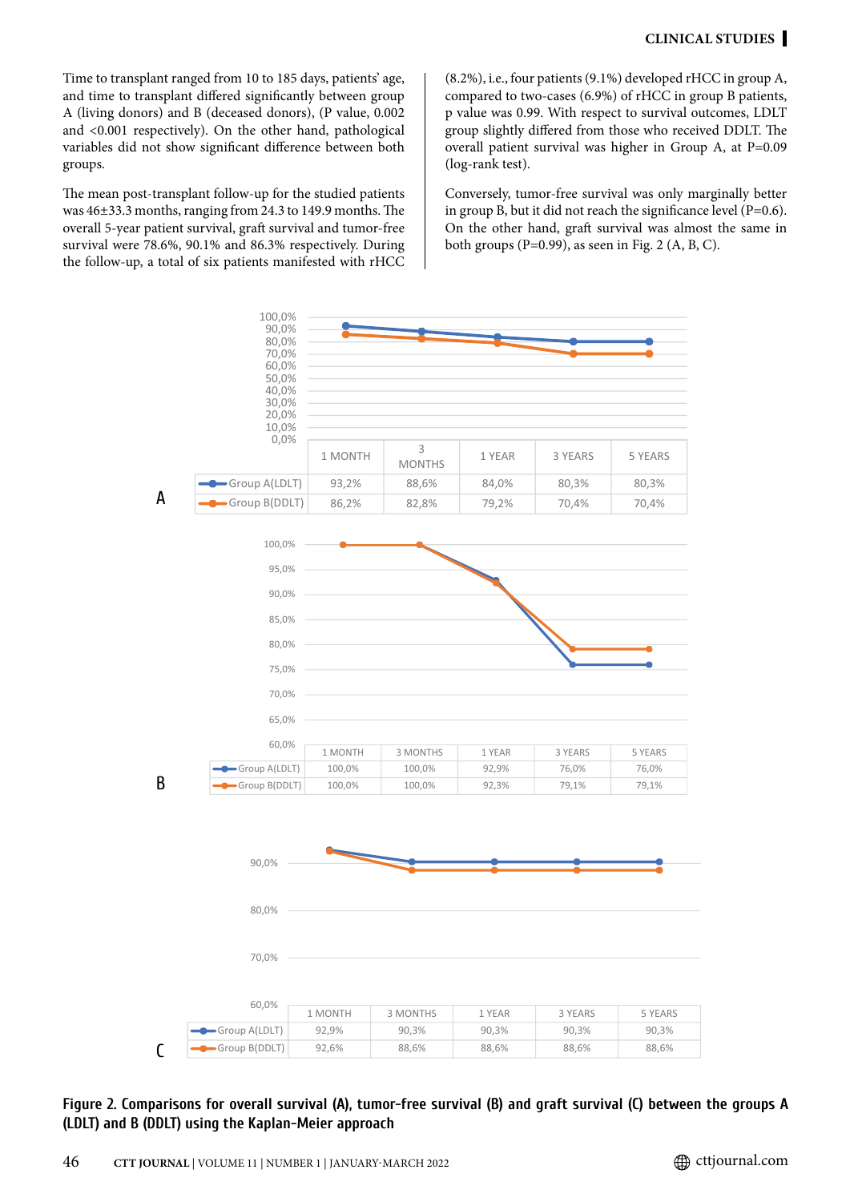Time to transplant ranged from 10 to 185 days, patients' age, and time to transplant differed significantly between group A (living donors) and B (deceased donors), (P value, 0.002 and <0.001 respectively). On the other hand, pathological variables did not show significant difference between both groups.

The mean post-transplant follow-up for the studied patients was 46±33.3 months, ranging from 24.3 to 149.9 months. The overall 5-year patient survival, graft survival and tumor-free survival were 78.6%, 90.1% and 86.3% respectively. During the follow-up, a total of six patients manifested with rHCC (8.2%), i.e., four patients (9.1%) developed rHCC in group A, compared to two-cases (6.9%) of rHCC in group B patients, p value was 0.99. With respect to survival outcomes, LDLT group slightly differed from those who received DDLT. The overall patient survival was higher in Group A, at P=0.09 (log-rank test).

Conversely, tumor-free survival was only marginally better in group B, but it did not reach the significance level (P=0.6). On the other hand, graft survival was almost the same in both groups (P=0.99), as seen in Fig. 2 (A, B, C).

A

| | 1 MONTH | 3 MONTHS | 1 YEAR | 3 YEARS | 5 YEARS |
|---|---|---|---|---|---|
| Group A(LDLT) | 93,2% | 88,6% | 84,0% | 80,3% | 80,3% |
| Group B(DDLT) | 86,2% | 82,8% | 79,2% | 70,4% | 70,4% |

B

| | 1 MONTH | 3 MONTHS | 1 YEAR | 3 YEARS | 5 YEARS |
|---|---|---|---|---|---|
| Group A(LDLT) | 100,0% | 100,0% | 92,9% | 76,0% | 76,0% |
| Group B(DDLT) | 100,0% | 100,0% | 92,3% | 79,1% | 79,1% |

C

| | 1 MONTH | 3 MONTHS | 1 YEAR | 3 YEARS | 5 YEARS |
|---|---|---|---|---|---|
| Group A(LDLT) | 92,9% | 90,3% | 90,3% | 90,3% | 90,3% |
| Group B(DDLT) | 92,6% | 88,6% | 88,6% | 88,6% | 88,6% |

**Figure 2. Comparisons for overall survival (A), tumor-free survival (B) and graft survival (C) between the groups A (LDLT) and B (DDLT) using the Kaplan-Meier approach**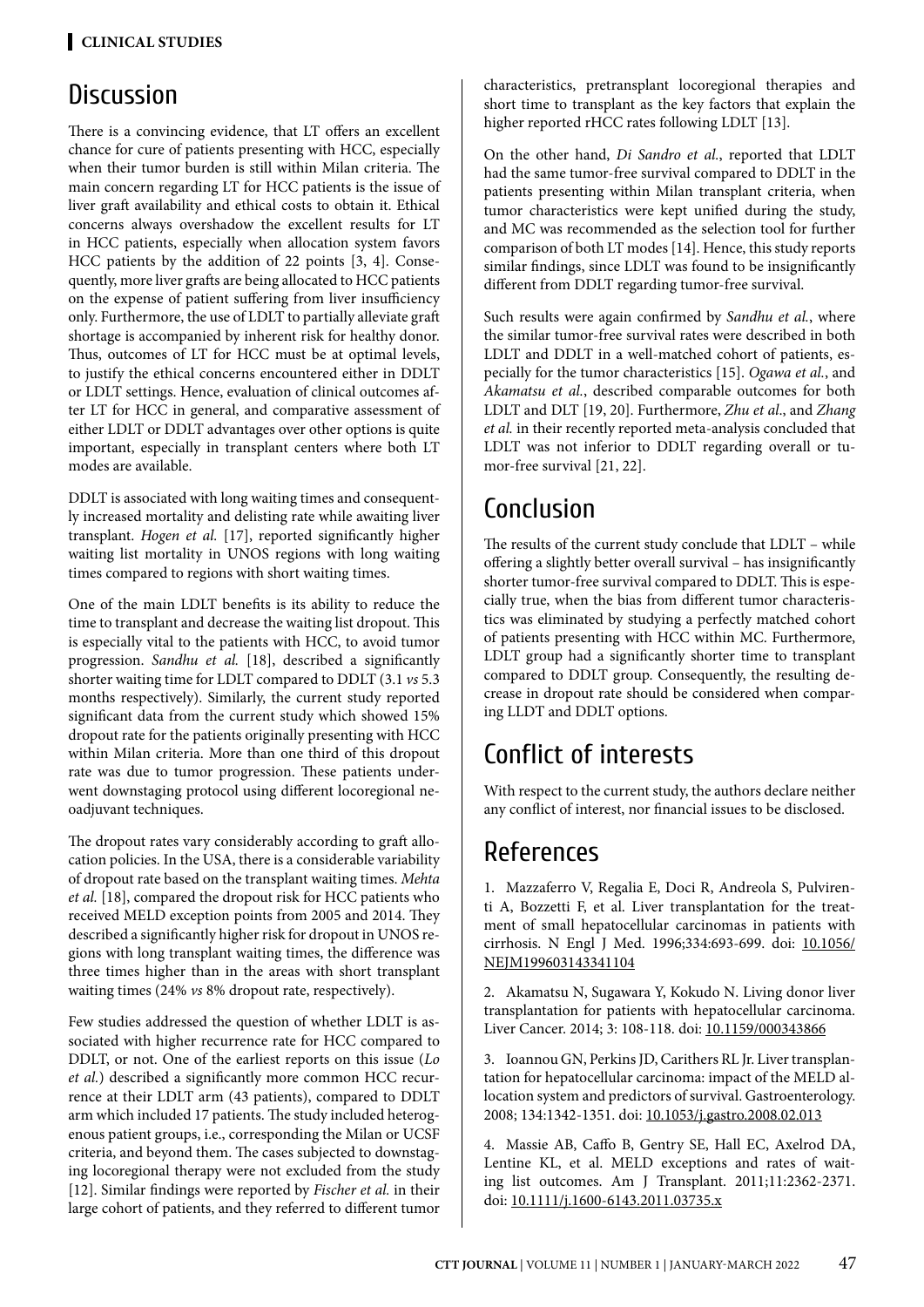## Discussion

There is a convincing evidence, that LT offers an excellent chance for cure of patients presenting with HCC, especially when their tumor burden is still within Milan criteria. The main concern regarding LT for HCC patients is the issue of liver graft availability and ethical costs to obtain it. Ethical concerns always overshadow the excellent results for LT in HCC patients, especially when allocation system favors HCC patients by the addition of 22 points [3, 4]. Consequently, more liver grafts are being allocated to HCC patients on the expense of patient suffering from liver insufficiency only. Furthermore, the use of LDLT to partially alleviate graft shortage is accompanied by inherent risk for healthy donor. Thus, outcomes of LT for HCC must be at optimal levels, to justify the ethical concerns encountered either in DDLT or LDLT settings. Hence, evaluation of clinical outcomes after LT for HCC in general, and comparative assessment of either LDLT or DDLT advantages over other options is quite important, especially in transplant centers where both LT modes are available.

DDLT is associated with long waiting times and consequently increased mortality and delisting rate while awaiting liver transplant. *Hogen et al.* [17], reported significantly higher waiting list mortality in UNOS regions with long waiting times compared to regions with short waiting times.

One of the main LDLT benefits is its ability to reduce the time to transplant and decrease the waiting list dropout. This is especially vital to the patients with HCC, to avoid tumor progression. *Sandhu et al.* [18], described a significantly shorter waiting time for LDLT compared to DDLT (3.1 *vs* 5.3 months respectively). Similarly, the current study reported significant data from the current study which showed 15% dropout rate for the patients originally presenting with HCC within Milan criteria. More than one third of this dropout rate was due to tumor progression. These patients underwent downstaging protocol using different locoregional neoadjuvant techniques.

The dropout rates vary considerably according to graft allocation policies. In the USA, there is a considerable variability of dropout rate based on the transplant waiting times. *Mehta et al.* [18], compared the dropout risk for HCC patients who received MELD exception points from 2005 and 2014. They described a significantly higher risk for dropout in UNOS regions with long transplant waiting times, the difference was three times higher than in the areas with short transplant waiting times (24% *vs* 8% dropout rate, respectively).

Few studies addressed the question of whether LDLT is associated with higher recurrence rate for HCC compared to DDLT, or not. One of the earliest reports on this issue (*Lo et al.*) described a significantly more common HCC recurrence at their LDLT arm (43 patients), compared to DDLT arm which included 17 patients. The study included heterogenous patient groups, i.e., corresponding the Milan or UCSF criteria, and beyond them. The cases subjected to downstaging locoregional therapy were not excluded from the study [12]. Similar findings were reported by *Fischer et al.* in their large cohort of patients, and they referred to different tumor characteristics, pretransplant locoregional therapies and short time to transplant as the key factors that explain the higher reported rHCC rates following LDLT [13].

On the other hand, *Di Sandro et al.*, reported that LDLT had the same tumor-free survival compared to DDLT in the patients presenting within Milan transplant criteria, when tumor characteristics were kept unified during the study, and MC was recommended as the selection tool for further comparison of both LT modes [14]. Hence, this study reports similar findings, since LDLT was found to be insignificantly different from DDLT regarding tumor-free survival.

Such results were again confirmed by *Sandhu et al.*, where the similar tumor-free survival rates were described in both LDLT and DDLT in a well-matched cohort of patients, especially for the tumor characteristics [15]. *Ogawa et al.*, and *Akamatsu et al.*, described comparable outcomes for both LDLT and DLT [19, 20]. Furthermore, *Zhu et al*., and *Zhang et al.* in their recently reported meta-analysis concluded that LDLT was not inferior to DDLT regarding overall or tumor-free survival [21, 22].

## Conclusion

The results of the current study conclude that LDLT – while offering a slightly better overall survival – has insignificantly shorter tumor-free survival compared to DDLT. This is especially true, when the bias from different tumor characteristics was eliminated by studying a perfectly matched cohort of patients presenting with HCC within MC. Furthermore, LDLT group had a significantly shorter time to transplant compared to DDLT group. Consequently, the resulting decrease in dropout rate should be considered when comparing LLDT and DDLT options.

## Conflict of interests

With respect to the current study, the authors declare neither any conflict of interest, nor financial issues to be disclosed.

## References

1. Mazzaferro V, Regalia E, Doci R, Andreola S, Pulvirenti A, Bozzetti F, et al. Liver transplantation for the treatment of small hepatocellular carcinomas in patients with cirrhosis. N Engl J Med. 1996;334:693-699. doi: 10.1056/NEJM199603143341104

2. Akamatsu N, Sugawara Y, Kokudo N. Living donor liver transplantation for patients with hepatocellular carcinoma. Liver Cancer. 2014; 3: 108-118. doi: 10.1159/000343866

3. Ioannou GN, Perkins JD, Carithers RL Jr. Liver transplantation for hepatocellular carcinoma: impact of the MELD allocation system and predictors of survival. Gastroenterology. 2008; 134:1342-1351. doi: 10.1053/j.gastro.2008.02.013

4. Massie AB, Caffo B, Gentry SE, Hall EC, Axelrod DA, Lentine KL, et al. MELD exceptions and rates of waiting list outcomes. Am J Transplant. 2011;11:2362-2371. doi: 10.1111/j.1600-6143.2011.03735.x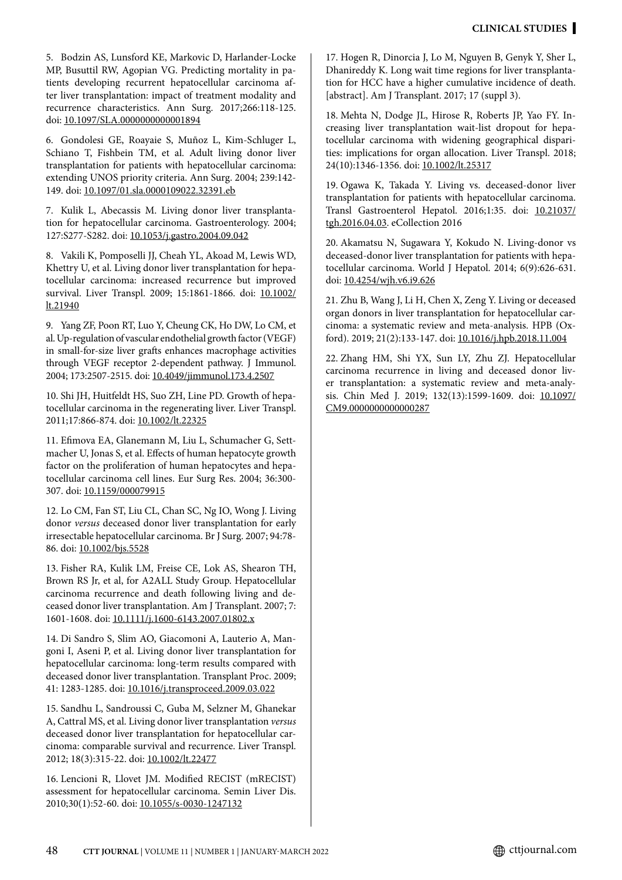5. Bodzin AS, Lunsford KE, Markovic D, Harlander-Locke MP, Busuttil RW, Agopian VG. Predicting mortality in patients developing recurrent hepatocellular carcinoma after liver transplantation: impact of treatment modality and recurrence characteristics. Ann Surg. 2017;266:118-125. doi: 10.1097/SLA.0000000000001894

6. Gondolesi GE, Roayaie S, Muñoz L, Kim-Schluger L, Schiano T, Fishbein TM, et al. Adult living donor liver transplantation for patients with hepatocellular carcinoma: extending UNOS priority criteria. Ann Surg. 2004; 239:142-149. doi: 10.1097/01.sla.0000109022.32391.eb

7. Kulik L, Abecassis M. Living donor liver transplantation for hepatocellular carcinoma. Gastroenterology. 2004; 127:S277-S282. doi: 10.1053/j.gastro.2004.09.042

8. Vakili K, Pomposelli JJ, Cheah YL, Akoad M, Lewis WD, Khettry U, et al. Living donor liver transplantation for hepatocellular carcinoma: increased recurrence but improved survival. Liver Transpl. 2009; 15:1861-1866. doi: 10.1002/lt.21940

9. Yang ZF, Poon RT, Luo Y, Cheung CK, Ho DW, Lo CM, et al. Up-regulation of vascular endothelial growth factor (VEGF) in small-for-size liver grafts enhances macrophage activities through VEGF receptor 2-dependent pathway. J Immunol. 2004; 173:2507-2515. doi: 10.4049/jimmunol.173.4.2507

10. Shi JH, Huitfeldt HS, Suo ZH, Line PD. Growth of hepatocellular carcinoma in the regenerating liver. Liver Transpl. 2011;17:866-874. doi: 10.1002/lt.22325

11. Efimova EA, Glanemann M, Liu L, Schumacher G, Settmacher U, Jonas S, et al. Effects of human hepatocyte growth factor on the proliferation of human hepatocytes and hepatocellular carcinoma cell lines. Eur Surg Res. 2004; 36:300-307. doi: 10.1159/000079915

12. Lo CM, Fan ST, Liu CL, Chan SC, Ng IO, Wong J. Living donor *versus* deceased donor liver transplantation for early irresectable hepatocellular carcinoma. Br J Surg. 2007; 94:78-86. doi: 10.1002/bjs.5528

13. Fisher RA, Kulik LM, Freise CE, Lok AS, Shearon TH, Brown RS Jr, et al, for A2ALL Study Group. Hepatocellular carcinoma recurrence and death following living and deceased donor liver transplantation. Am J Transplant. 2007; 7: 1601-1608. doi: 10.1111/j.1600-6143.2007.01802.x

14. Di Sandro S, Slim AO, Giacomoni A, Lauterio A, Mangoni I, Aseni P, et al. Living donor liver transplantation for hepatocellular carcinoma: long-term results compared with deceased donor liver transplantation. Transplant Proc. 2009; 41: 1283-1285. doi: 10.1016/j.transproceed.2009.03.022

15. Sandhu L, Sandroussi C, Guba M, Selzner M, Ghanekar A, Cattral MS, et al. Living donor liver transplantation *versus* deceased donor liver transplantation for hepatocellular carcinoma: comparable survival and recurrence. Liver Transpl. 2012; 18(3):315-22. doi: 10.1002/lt.22477

16. Lencioni R, Llovet JM. Modified RECIST (mRECIST) assessment for hepatocellular carcinoma. Semin Liver Dis. 2010;30(1):52-60. doi: 10.1055/s-0030-1247132

17. Hogen R, Dinorcia J, Lo M, Nguyen B, Genyk Y, Sher L, Dhanireddy K. Long wait time regions for liver transplantation for HCC have a higher cumulative incidence of death. [abstract]. Am J Transplant. 2017; 17 (suppl 3).

18. Mehta N, Dodge JL, Hirose R, Roberts JP, Yao FY. Increasing liver transplantation wait-list dropout for hepatocellular carcinoma with widening geographical disparities: implications for organ allocation. Liver Transpl. 2018; 24(10):1346-1356. doi: 10.1002/lt.25317

19. Ogawa K, Takada Y. Living vs. deceased-donor liver transplantation for patients with hepatocellular carcinoma. Transl Gastroenterol Hepatol. 2016;1:35. doi: 10.21037/tgh.2016.04.03. eCollection 2016

20. Akamatsu N, Sugawara Y, Kokudo N. Living-donor vs deceased-donor liver transplantation for patients with hepatocellular carcinoma. World J Hepatol. 2014; 6(9):626-631. doi: 10.4254/wjh.v6.i9.626

21. Zhu B, Wang J, Li H, Chen X, Zeng Y. Living or deceased organ donors in liver transplantation for hepatocellular carcinoma: a systematic review and meta-analysis. HPB (Oxford). 2019; 21(2):133-147. doi: 10.1016/j.hpb.2018.11.004

22. Zhang HM, Shi YX, Sun LY, Zhu ZJ. Hepatocellular carcinoma recurrence in living and deceased donor liver transplantation: a systematic review and meta-analysis. Chin Med J. 2019; 132(13):1599-1609. doi: 10.1097/CM9.0000000000000287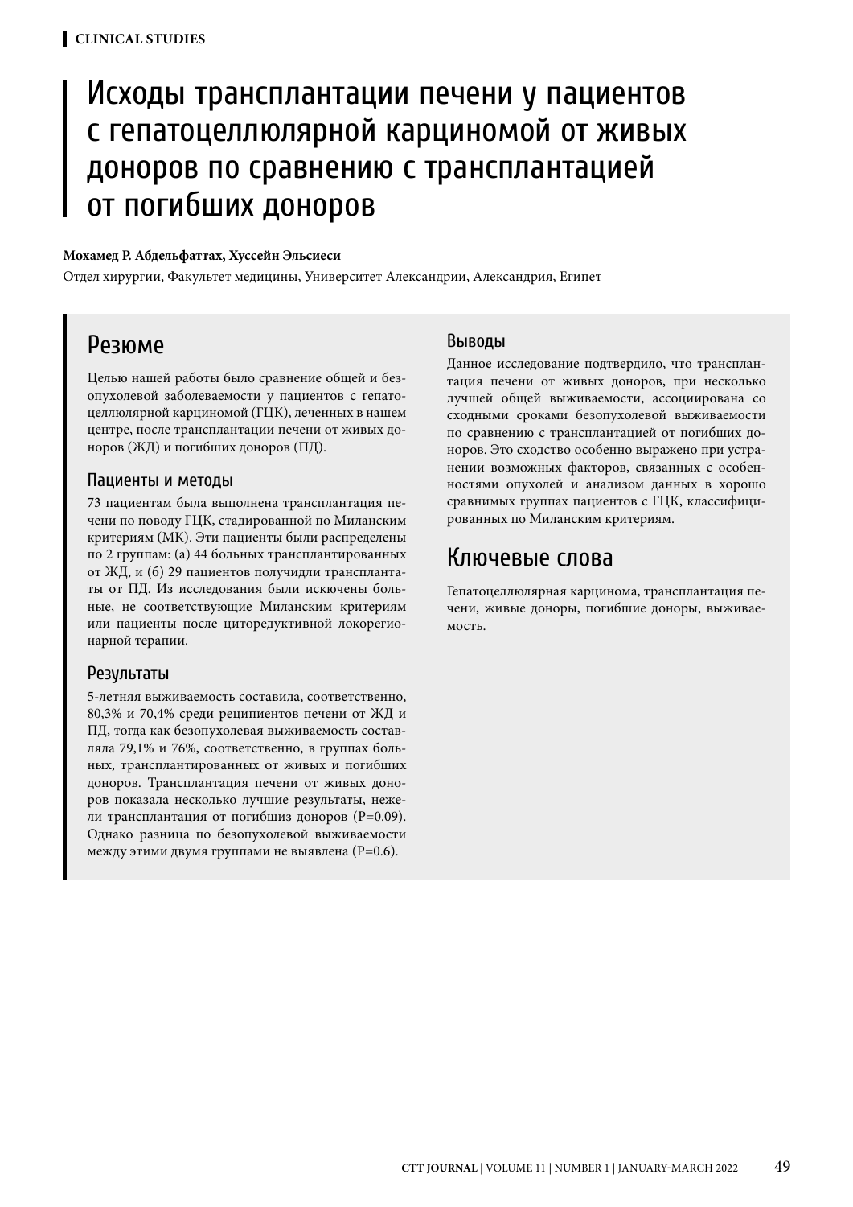CLINICAL STUDIES

# Исходы трансплантации печени у пациентов с гепатоцеллюлярной карциномой от живых доноров по сравнению с трансплантацией от погибших доноров

**Мохамед Р. Абдельфаттах, Хуссейн Эльсиеси**

Отдел хирургии, Факультет медицины, Университет Александрии, Александрия, Египет

## Резюме

Целью нашей работы было сравнение общей и безопухолевой заболеваемости у пациентов с гепатоцеллюлярной карциномой (ГЦК), леченных в нашем центре, после трансплантации печени от живых доноров (ЖД) и погибших доноров (ПД).

### Пациенты и методы

73 пациентам была выполнена трансплантация печени по поводу ГЦК, стадированной по Миланским критериям (МК). Эти пациенты были распределены по 2 группам: (а) 44 больных трансплантированных от ЖД, и (б) 29 пациентов получидли трансплантаты от ПД. Из исследования были искючены больные, не соответствующие Миланским критериям или пациенты после циторедуктивной локорегионарной терапии.

### Результаты

5-летняя выживаемость составила, соответственно, 80,3% и 70,4% среди реципиентов печени от ЖД и ПД, тогда как безопухолевая выживаемость составляла 79,1% и 76%, соответственно, в группах больных, трансплантированных от живых и погибших доноров. Трансплантация печени от живых доноров показала несколько лучшие результаты, нежели трансплантация от погибшиз доноров (P=0.09). Однако разница по безопухолевой выживаемости между этими двумя группами не выявлена (P=0.6).

### Выводы

Данное исследование подтвердило, что трансплантация печени от живых доноров, при несколько лучшей общей выживаемости, ассоциирована со сходными сроками безопухолевой выживаемости по сравнению с трансплантацией от погибших доноров. Это сходство особенно выражено при устранении возможных факторов, связанных с особенностями опухолей и анализом данных в хорошо сравнимых группах пациентов с ГЦК, классифицированных по Миланским критериям.

## Ключевые слова

Гепатоцеллюлярная карцинома, трансплантация печени, живые доноры, погибшие доноры, выживаемость.